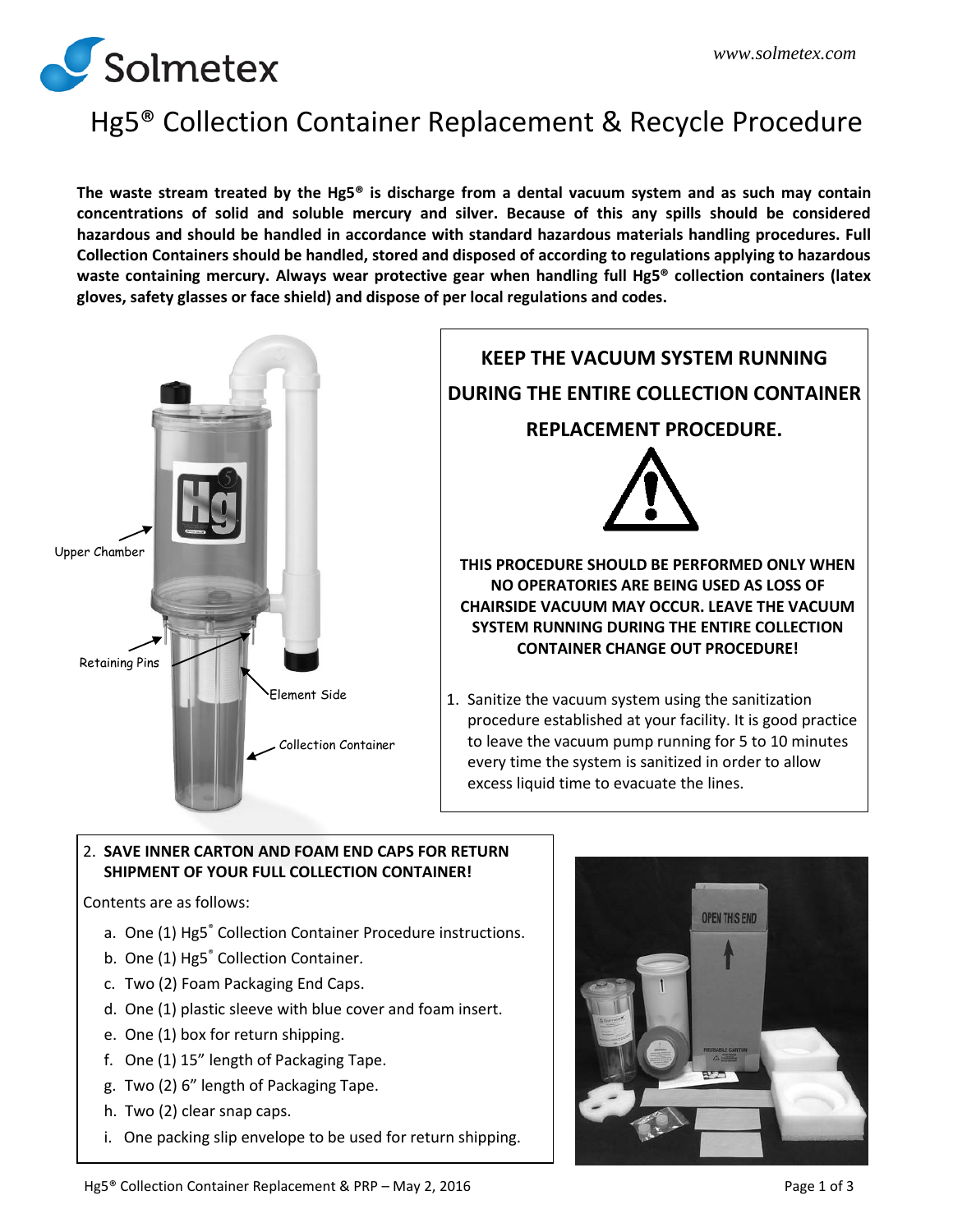Solmetex

www.solmetex.com

# Hg5® Collection Container Replacement & Recycle Procedure

**The waste stream treated by the Hg5® is discharge from a dental vacuum system and as such may contain concentrations of solid and soluble mercury and silver. Because of this any spills should be considered hazardous and should be handled in accordance with standard hazardous materials handling procedures. Full Collection Containers should be handled, stored and disposed of according to regulations applying to hazardous waste containing mercury. Always wear protective gear when handling full Hg5® collection containers (latex gloves, safety glasses or face shield) and dispose of per local regulations and codes.**

Upper Chamber

Retaining Pins

Element Side

Collection Container

**KEEP THE VACUUM SYSTEM RUNNING DURING THE ENTIRE COLLECTION CONTAINER REPLACEMENT PROCEDURE.**

**THIS PROCEDURE SHOULD BE PERFORMED ONLY WHEN NO OPERATORIES ARE BEING USED AS LOSS OF CHAIRSIDE VACUUM MAY OCCUR. LEAVE THE VACUUM SYSTEM RUNNING DURING THE ENTIRE COLLECTION CONTAINER CHANGE OUT PROCEDURE!**

1. Sanitize the vacuum system using the sanitization procedure established at your facility. It is good practice to leave the vacuum pump running for 5 to 10 minutes every time the system is sanitized in order to allow excess liquid time to evacuate the lines.

2. **SAVE INNER CARTON AND FOAM END CAPS FOR RETURN SHIPMENT OF YOUR FULL COLLECTION CONTAINER!**

Contents are as follows:

a. One (1) Hg5® Collection Container Procedure instructions.
b. One (1) Hg5® Collection Container.
c. Two (2) Foam Packaging End Caps.
d. One (1) plastic sleeve with blue cover and foam insert.
e. One (1) box for return shipping.
f. One (1) 15” length of Packaging Tape.
g. Two (2) 6” length of Packaging Tape.
h. Two (2) clear snap caps.
i. One packing slip envelope to be used for return shipping.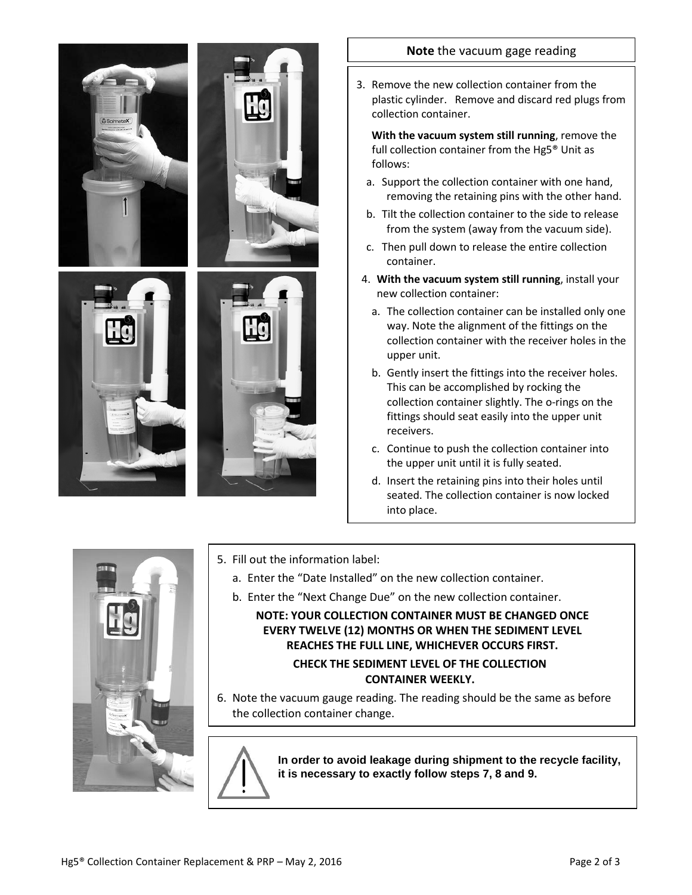**Note** the vacuum gage reading

3. Remove the new collection container from the plastic cylinder. Remove and discard red plugs from collection container.

   **With the vacuum system still running**, remove the full collection container from the Hg5® Unit as follows:

   a. Support the collection container with one hand, removing the retaining pins with the other hand.
   b. Tilt the collection container to the side to release from the system (away from the vacuum side).
   c. Then pull down to release the entire collection container.

4. **With the vacuum system still running**, install your new collection container:

   a. The collection container can be installed only one way. Note the alignment of the fittings on the collection container with the receiver holes in the upper unit.
   b. Gently insert the fittings into the receiver holes. This can be accomplished by rocking the collection container slightly. The o-rings on the fittings should seat easily into the upper unit receivers.
   c. Continue to push the collection container into the upper unit until it is fully seated.
   d. Insert the retaining pins into their holes until seated. The collection container is now locked into place.

5. Fill out the information label:

   a. Enter the "Date Installed" on the new collection container.
   b. Enter the "Next Change Due" on the new collection container.

   **NOTE: YOUR COLLECTION CONTAINER MUST BE CHANGED ONCE EVERY TWELVE (12) MONTHS OR WHEN THE SEDIMENT LEVEL REACHES THE FULL LINE, WHICHEVER OCCURS FIRST.**

   **CHECK THE SEDIMENT LEVEL OF THE COLLECTION CONTAINER WEEKLY.**

6. Note the vacuum gauge reading. The reading should be the same as before the collection container change.

**In order to avoid leakage during shipment to the recycle facility, it is necessary to exactly follow steps 7, 8 and 9.**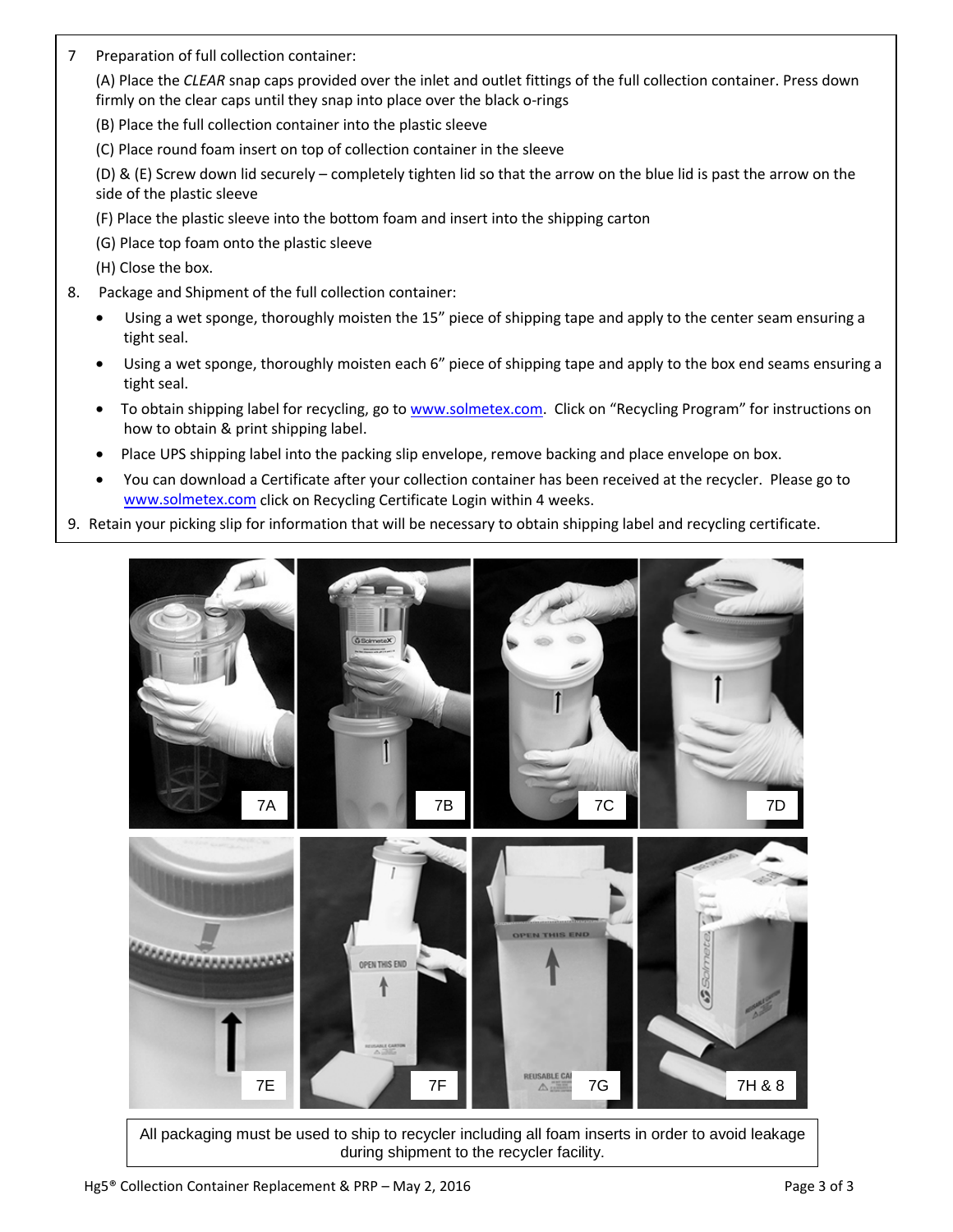7 Preparation of full collection container:

(A) Place the *CLEAR* snap caps provided over the inlet and outlet fittings of the full collection container. Press down firmly on the clear caps until they snap into place over the black o-rings

(B) Place the full collection container into the plastic sleeve

(C) Place round foam insert on top of collection container in the sleeve

(D) & (E) Screw down lid securely – completely tighten lid so that the arrow on the blue lid is past the arrow on the side of the plastic sleeve

(F) Place the plastic sleeve into the bottom foam and insert into the shipping carton

(G) Place top foam onto the plastic sleeve

(H) Close the box.

8. Package and Shipment of the full collection container:

- Using a wet sponge, thoroughly moisten the 15" piece of shipping tape and apply to the center seam ensuring a tight seal.
- Using a wet sponge, thoroughly moisten each 6" piece of shipping tape and apply to the box end seams ensuring a tight seal.
- To obtain shipping label for recycling, go to www.solmetex.com. Click on "Recycling Program" for instructions on how to obtain & print shipping label.
- Place UPS shipping label into the packing slip envelope, remove backing and place envelope on box.
- You can download a Certificate after your collection container has been received at the recycler. Please go to www.solmetex.com click on Recycling Certificate Login within 4 weeks.

9. Retain your picking slip for information that will be necessary to obtain shipping label and recycling certificate.

7A 7B 7C 7D

7E 7F 7G 7H & 8

All packaging must be used to ship to recycler including all foam inserts in order to avoid leakage during shipment to the recycler facility.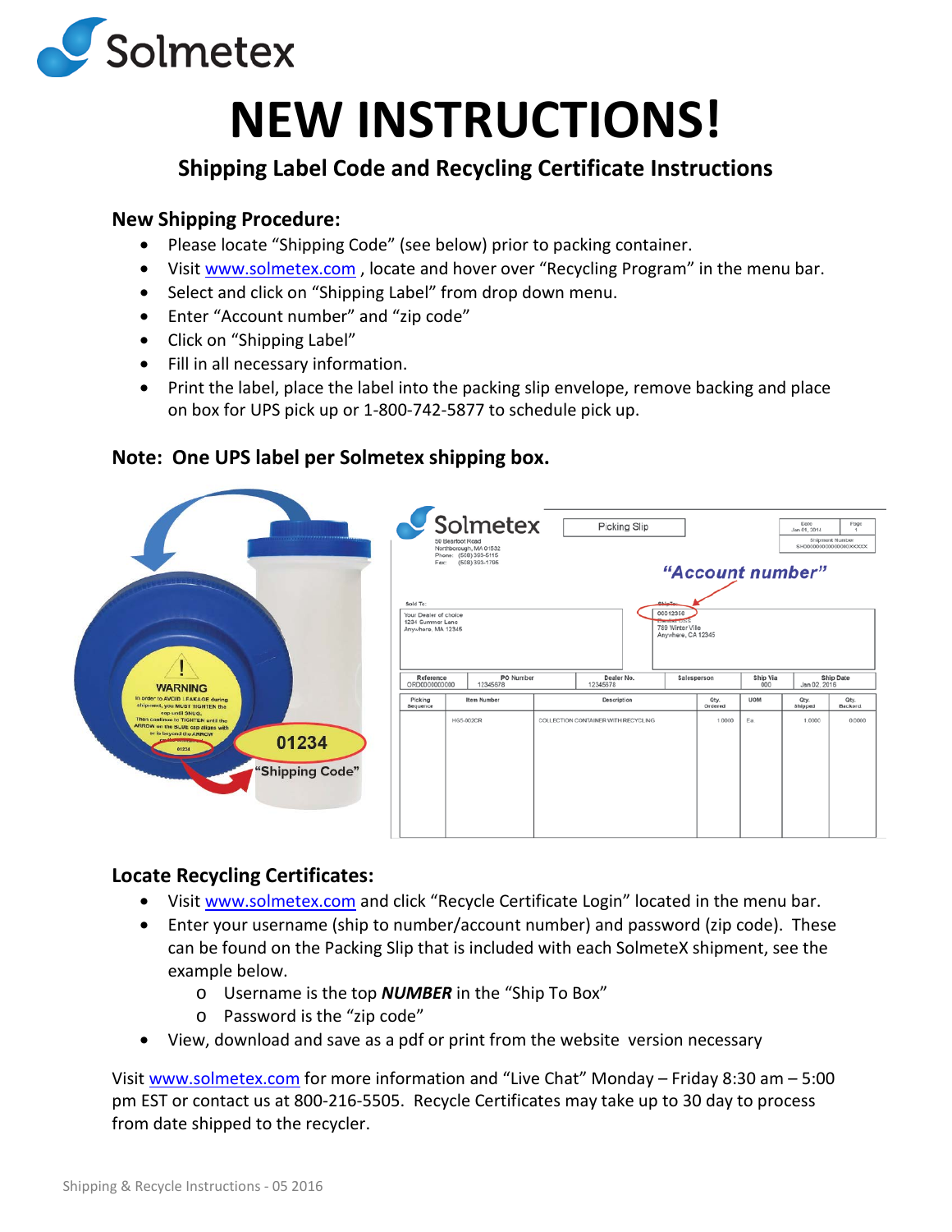Solmetex

# NEW INSTRUCTIONS!

## Shipping Label Code and Recycling Certificate Instructions

### New Shipping Procedure:

- Please locate “Shipping Code” (see below) prior to packing container.
- Visit www.solmetex.com , locate and hover over “Recycling Program” in the menu bar.
- Select and click on “Shipping Label” from drop down menu.
- Enter “Account number” and “zip code”
- Click on “Shipping Label”
- Fill in all necessary information.
- Print the label, place the label into the packing slip envelope, remove backing and place on box for UPS pick up or 1-800-742-5877 to schedule pick up.

### Note: One UPS label per Solmetex shipping box.

01234

“Shipping Code”

“Account number”

### Locate Recycling Certificates:

- Visit www.solmetex.com and click “Recycle Certificate Login” located in the menu bar.
- Enter your username (ship to number/account number) and password (zip code). These can be found on the Packing Slip that is included with each SolmeteX shipment, see the example below.
  - Username is the top ***NUMBER*** in the “Ship To Box”
  - Password is the “zip code”
- View, download and save as a pdf or print from the website version necessary

Visit www.solmetex.com for more information and “Live Chat” Monday – Friday 8:30 am – 5:00 pm EST or contact us at 800-216-5505. Recycle Certificates may take up to 30 day to process from date shipped to the recycler.

Shipping & Recycle Instructions - 05 2016